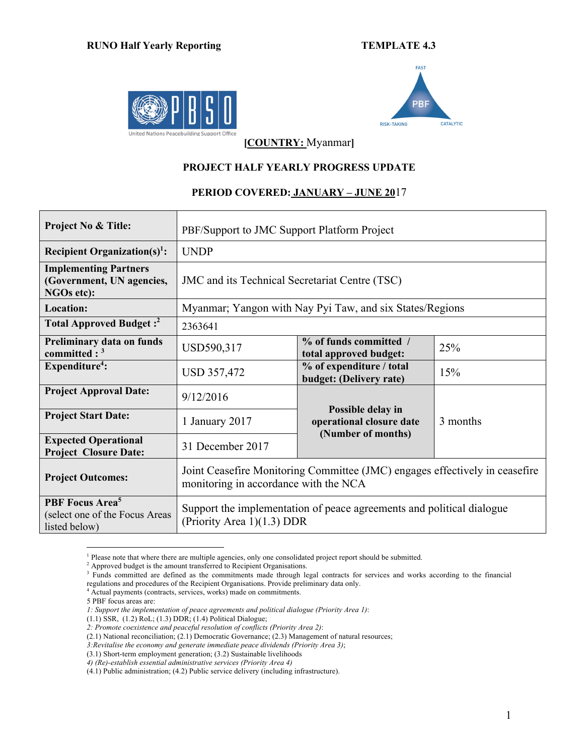**RUNO Half Yearly Reporting** **TEMPLATE 4.3**

**[COUNTRY: Myanmar]**

**PROJECT HALF YEARLY PROGRESS UPDATE**

**PERIOD COVERED: JANUARY – JUNE 2017**

| | | | |
|---|---|---|---|
| **Project No & Title:** | PBF/Support to JMC Support Platform Project | | |
| **Recipient Organization(s)[1]:** | UNDP | | |
| **Implementing Partners (Government, UN agencies, NGOs etc):** | JMC and its Technical Secretariat Centre (TSC) | | |
| **Location:** | Myanmar; Yangon with Nay Pyi Taw, and six States/Regions | | |
| **Total Approved Budget :[2]** | 2363641 | | |
| **Preliminary data on funds committed : [3]** | USD590,317 | **% of funds committed / total approved budget:** | 25% |
| **Expenditure[4]:** | USD 357,472 | **% of expenditure / total budget: (Delivery rate)** | 15% |
| **Project Approval Date:** | 9/12/2016 | **Possible delay in operational closure date (Number of months)** | 3 months |
| **Project Start Date:** | 1 January 2017 | | |
| **Expected Operational Project Closure Date:** | 31 December 2017 | | |
| **Project Outcomes:** | Joint Ceasefire Monitoring Committee (JMC) engages effectively in ceasefire monitoring in accordance with the NCA | | |
| **PBF Focus Area[5]** (select one of the Focus Areas listed below) | Support the implementation of peace agreements and political dialogue (Priority Area 1)(1.3) DDR | | |

[1] Please note that where there are multiple agencies, only one consolidated project report should be submitted.
[2] Approved budget is the amount transferred to Recipient Organisations.
[3] Funds committed are defined as the commitments made through legal contracts for services and works according to the financial regulations and procedures of the Recipient Organisations. Provide preliminary data only.
[4] Actual payments (contracts, services, works) made on commitments.
5 PBF focus areas are:
*1: Support the implementation of peace agreements and political dialogue (Priority Area 1)*:
(1.1) SSR, (1.2) RoL; (1.3) DDR; (1.4) Political Dialogue;
*2: Promote coexistence and peaceful resolution of conflicts (Priority Area 2)*:
(2.1) National reconciliation; (2.1) Democratic Governance; (2.3) Management of natural resources;
*3:Revitalise the economy and generate immediate peace dividends (Priority Area 3)*;
(3.1) Short-term employment generation; (3.2) Sustainable livelihoods
*4) (Re)-establish essential administrative services (Priority Area 4)*
(4.1) Public administration; (4.2) Public service delivery (including infrastructure).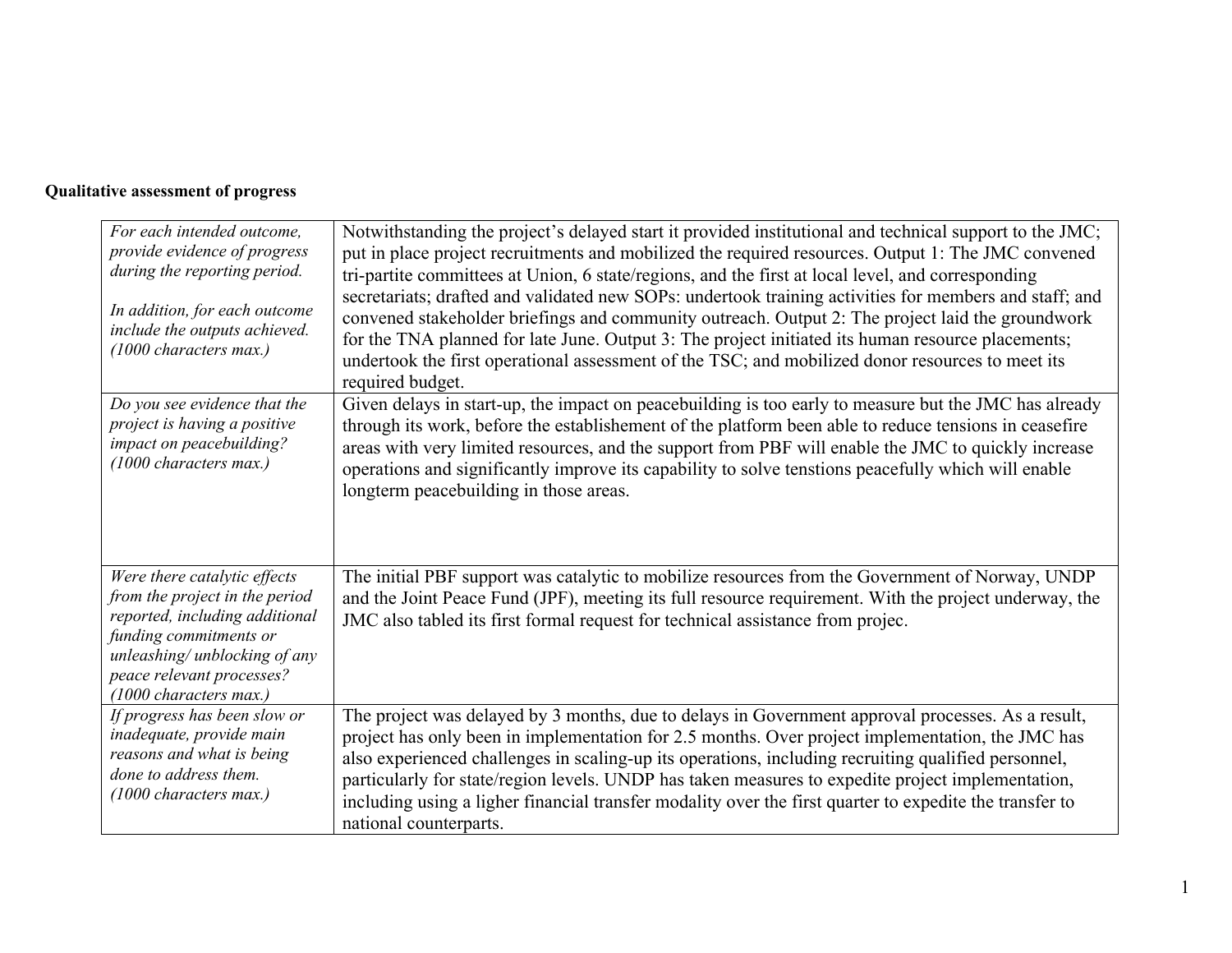**Qualitative assessment of progress**

| | |
|---|---|
| *For each intended outcome, provide evidence of progress during the reporting period.*<br><br>*In addition, for each outcome include the outputs achieved. (1000 characters max.)* | Notwithstanding the project's delayed start it provided institutional and technical support to the JMC; put in place project recruitments and mobilized the required resources. Output 1: The JMC convened tri-partite committees at Union, 6 state/regions, and the first at local level, and corresponding secretariats; drafted and validated new SOPs: undertook training activities for members and staff; and convened stakeholder briefings and community outreach. Output 2: The project laid the groundwork for the TNA planned for late June. Output 3: The project initiated its human resource placements; undertook the first operational assessment of the TSC; and mobilized donor resources to meet its required budget. |
| *Do you see evidence that the project is having a positive impact on peacebuilding? (1000 characters max.)* | Given delays in start-up, the impact on peacebuilding is too early to measure but the JMC has already through its work, before the establishement of the platform been able to reduce tensions in ceasefire areas with very limited resources, and the support from PBF will enable the JMC to quickly increase operations and significantly improve its capability to solve tenstions peacefully which will enable longterm peacebuilding in those areas. |
| *Were there catalytic effects from the project in the period reported, including additional funding commitments or unleashing/ unblocking of any peace relevant processes? (1000 characters max.)* | The initial PBF support was catalytic to mobilize resources from the Government of Norway, UNDP and the Joint Peace Fund (JPF), meeting its full resource requirement. With the project underway, the JMC also tabled its first formal request for technical assistance from projec. |
| *If progress has been slow or inadequate, provide main reasons and what is being done to address them. (1000 characters max.)* | The project was delayed by 3 months, due to delays in Government approval processes. As a result, project has only been in implementation for 2.5 months. Over project implementation, the JMC has also experienced challenges in scaling-up its operations, including recruiting qualified personnel, particularly for state/region levels. UNDP has taken measures to expedite project implementation, including using a ligher financial transfer modality over the first quarter to expedite the transfer to national counterparts. |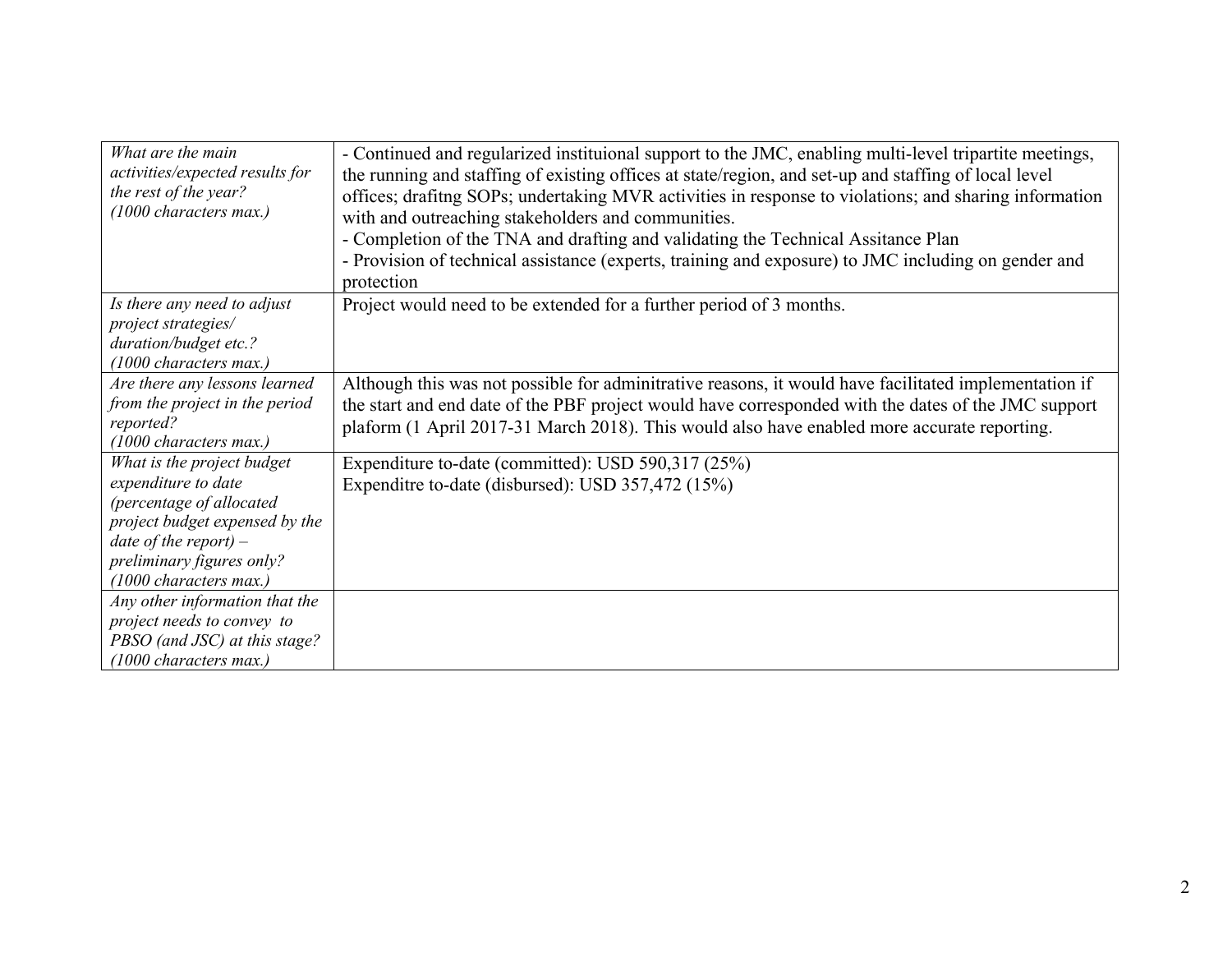| | |
|---|---|
| *What are the main activities/expected results for the rest of the year? (1000 characters max.)* | - Continued and regularized instituional support to the JMC, enabling multi-level tripartite meetings, the running and staffing of existing offices at state/region, and set-up and staffing of local level offices; drafitng SOPs; undertaking MVR activities in response to violations; and sharing information with and outreaching stakeholders and communities.<br>- Completion of the TNA and drafting and validating the Technical Assitance Plan<br>- Provision of technical assistance (experts, training and exposure) to JMC including on gender and protection |
| *Is there any need to adjust project strategies/ duration/budget etc.? (1000 characters max.)* | Project would need to be extended for a further period of 3 months. |
| *Are there any lessons learned from the project in the period reported? (1000 characters max.)* | Although this was not possible for adminitrative reasons, it would have facilitated implementation if the start and end date of the PBF project would have corresponded with the dates of the JMC support plaform (1 April 2017-31 March 2018). This would also have enabled more accurate reporting. |
| *What is the project budget expenditure to date (percentage of allocated project budget expensed by the date of the report) – preliminary figures only? (1000 characters max.)* | Expenditure to-date (committed): USD 590,317 (25%)<br>Expenditre to-date (disbursed): USD 357,472 (15%) |
| *Any other information that the project needs to convey to PBSO (and JSC) at this stage? (1000 characters max.)* | |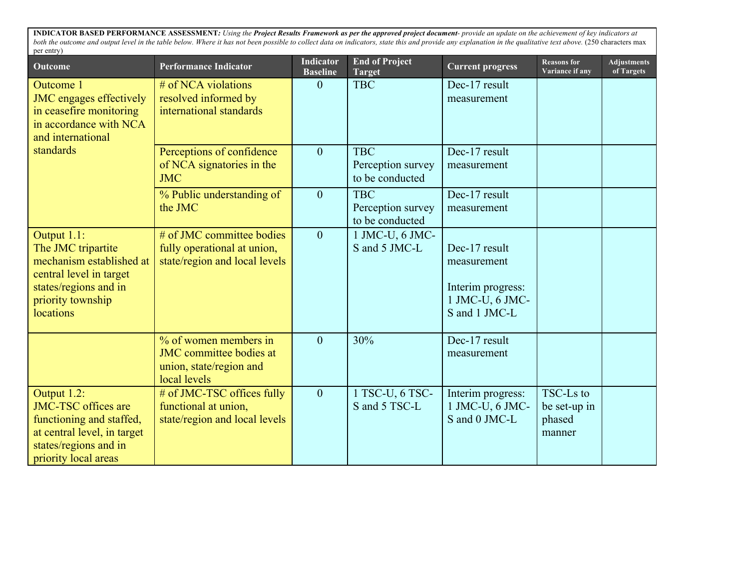**INDICATOR BASED PERFORMANCE ASSESSMENT*:*** *Using the* ***Project Results Framework as per the approved project document****- provide an update on the achievement of key indicators at both the outcome and output level in the table below. Where it has not been possible to collect data on indicators, state this and provide any explanation in the qualitative text above.* (250 characters max per entry)

| Outcome | Performance Indicator | Indicator Baseline | End of Project Target | Current progress | Reasons for Variance if any | Adjustments of Targets |
|---|---|---|---|---|---|---|
| Outcome 1<br>JMC engages effectively in ceasefire monitoring in accordance with NCA and international standards | # of NCA violations resolved informed by international standards | 0 | TBC | Dec-17 result measurement | | |
| | Perceptions of confidence of NCA signatories in the JMC | 0 | TBC<br>Perception survey to be conducted | Dec-17 result measurement | | |
| | % Public understanding of the JMC | 0 | TBC<br>Perception survey to be conducted | Dec-17 result measurement | | |
| Output 1.1:<br>The JMC tripartite mechanism established at central level in target states/regions and in priority township locations | # of JMC committee bodies fully operational at union, state/region and local levels | 0 | 1 JMC-U, 6 JMC-S and 5 JMC-L | Dec-17 result measurement<br><br>Interim progress: 1 JMC-U, 6 JMC-S and 1 JMC-L | | |
| | % of women members in JMC committee bodies at union, state/region and local levels | 0 | 30% | Dec-17 result measurement | | |
| Output 1.2:<br>JMC-TSC offices are functioning and staffed, at central level, in target states/regions and in priority local areas | # of JMC-TSC offices fully functional at union, state/region and local levels | 0 | 1 TSC-U, 6 TSC-S and 5 TSC-L | Interim progress: 1 JMC-U, 6 JMC-S and 0 JMC-L | TSC-Ls to be set-up in phased manner | |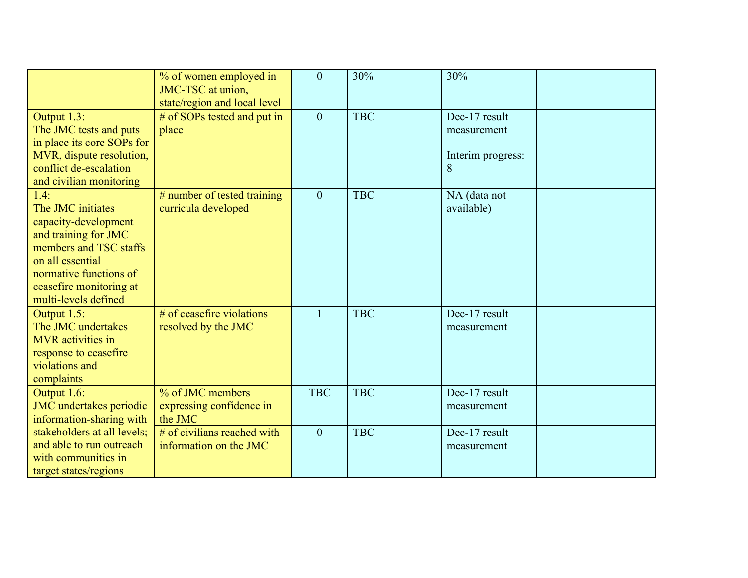| | | | | | | |
|---|---|---|---|---|---|---|
| | % of women employed in JMC-TSC at union, state/region and local level | 0 | 30% | 30% | | |
| Output 1.3: The JMC tests and puts in place its core SOPs for MVR, dispute resolution, conflict de-escalation and civilian monitoring | # of SOPs tested and put in place | 0 | TBC | Dec-17 result measurement<br><br>Interim progress: 8 | | |
| 1.4: The JMC initiates capacity-development and training for JMC members and TSC staffs on all essential normative functions of ceasefire monitoring at multi-levels defined | # number of tested training curricula developed | 0 | TBC | NA (data not available) | | |
| Output 1.5: The JMC undertakes MVR activities in response to ceasefire violations and complaints | # of ceasefire violations resolved by the JMC | 1 | TBC | Dec-17 result measurement | | |
| Output 1.6: JMC undertakes periodic information-sharing with stakeholders at all levels; and able to run outreach with communities in target states/regions | % of JMC members expressing confidence in the JMC | TBC | TBC | Dec-17 result measurement | | |
| | # of civilians reached with information on the JMC | 0 | TBC | Dec-17 result measurement | | |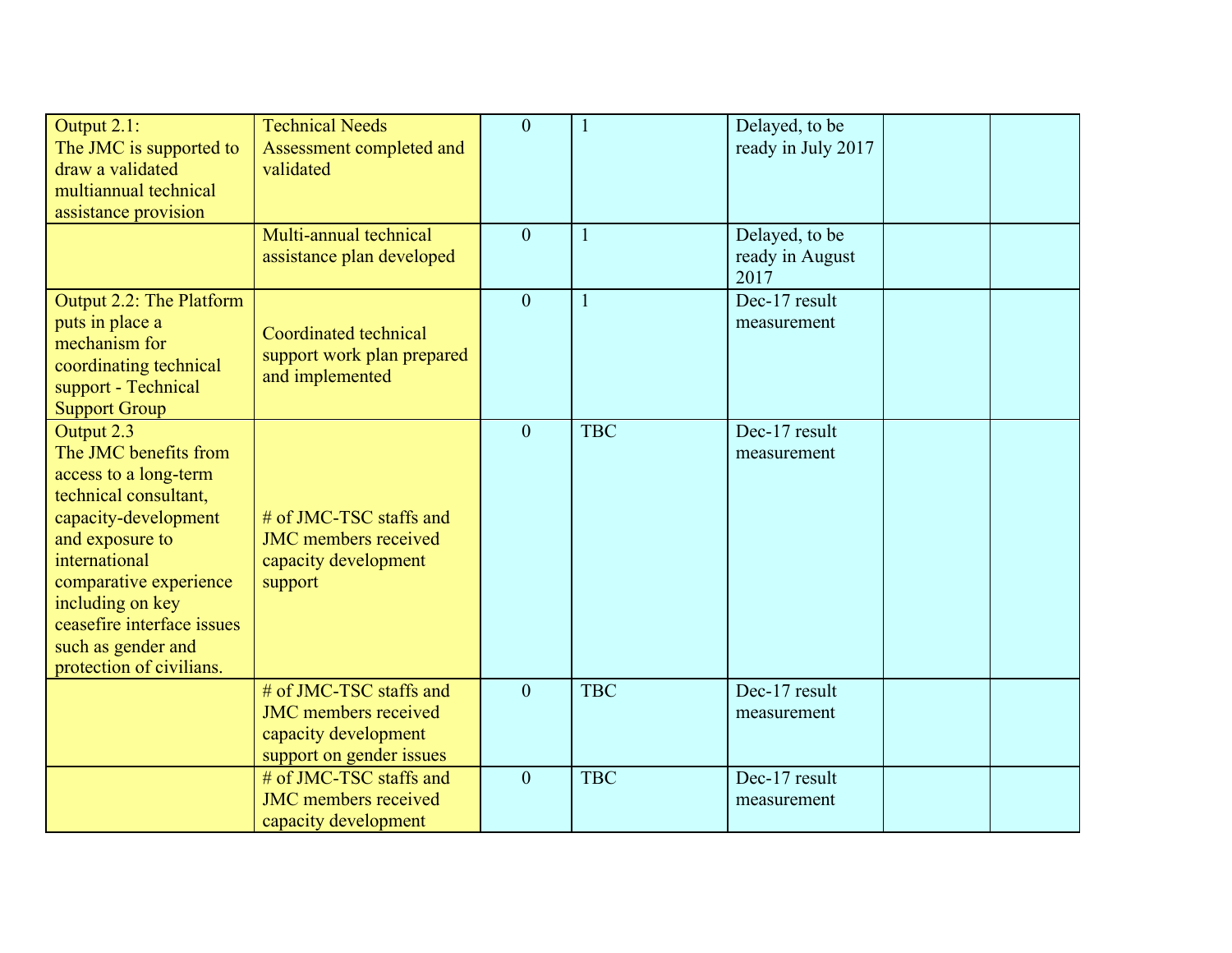| | | | | | | |
|---|---|---|---|---|---|---|
| Output 2.1: The JMC is supported to draw a validated multiannual technical assistance provision | Technical Needs Assessment completed and validated | 0 | 1 | Delayed, to be ready in July 2017 | | |
| | Multi-annual technical assistance plan developed | 0 | 1 | Delayed, to be ready in August 2017 | | |
| Output 2.2: The Platform puts in place a mechanism for coordinating technical support - Technical Support Group | Coordinated technical support work plan prepared and implemented | 0 | 1 | Dec-17 result measurement | | |
| Output 2.3 The JMC benefits from access to a long-term technical consultant, capacity-development and exposure to international comparative experience including on key ceasefire interface issues such as gender and protection of civilians. | # of JMC-TSC staffs and JMC members received capacity development support | 0 | TBC | Dec-17 result measurement | | |
| | # of JMC-TSC staffs and JMC members received capacity development support on gender issues | 0 | TBC | Dec-17 result measurement | | |
| | # of JMC-TSC staffs and JMC members received capacity development | 0 | TBC | Dec-17 result measurement | | |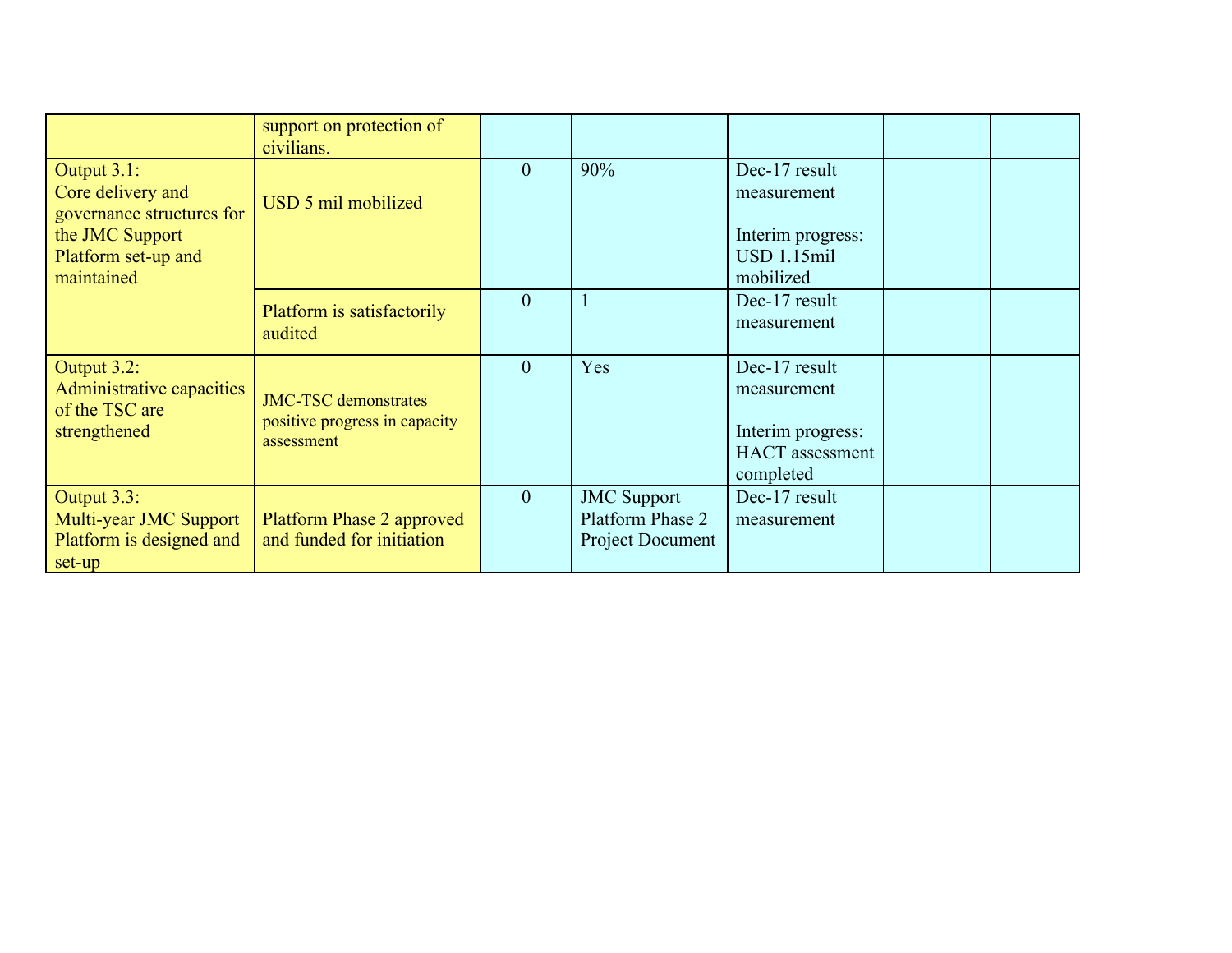| | | | | | | |
|---|---|---|---|---|---|---|
| | support on protection of civilians. | | | | | |
| Output 3.1: Core delivery and governance structures for the JMC Support Platform set-up and maintained | USD 5 mil mobilized | 0 | 90% | Dec-17 result measurement<br><br>Interim progress: USD 1.15mil mobilized | | |
| | Platform is satisfactorily audited | 0 | 1 | Dec-17 result measurement | | |
| Output 3.2: Administrative capacities of the TSC are strengthened | JMC-TSC demonstrates positive progress in capacity assessment | 0 | Yes | Dec-17 result measurement<br><br>Interim progress: HACT assessment completed | | |
| Output 3.3: Multi-year JMC Support Platform is designed and set-up | Platform Phase 2 approved and funded for initiation | 0 | JMC Support Platform Phase 2 Project Document | Dec-17 result measurement | | |